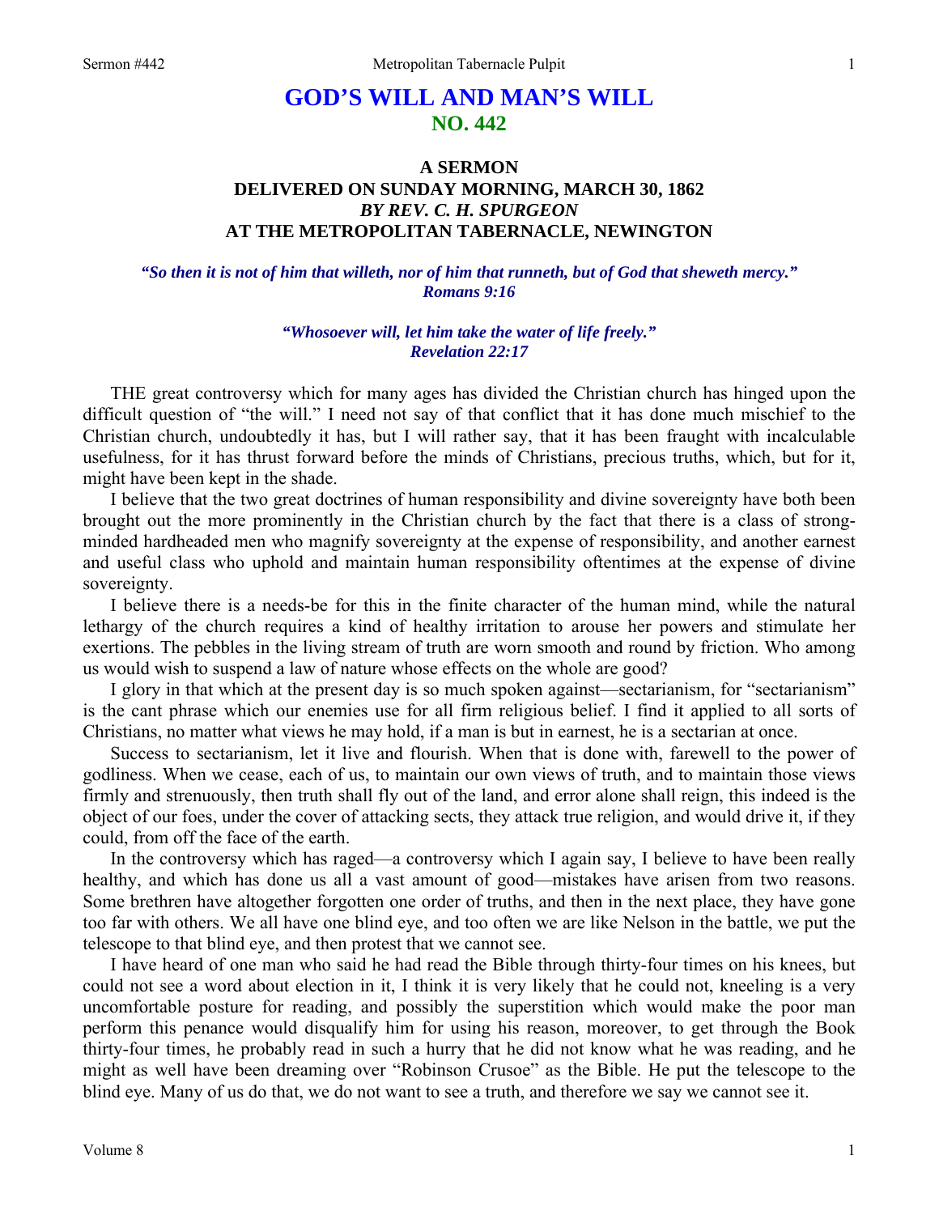# GOD'S WILL AND MAN'S WILL
## NO. 442

### A SERMON
### DELIVERED ON SUNDAY MORNING, MARCH 30, 1862
### *BY REV. C. H. SPURGEON*
### AT THE METROPOLITAN TABERNACLE, NEWINGTON

***"So then it is not of him that willeth, nor of him that runneth, but of God that sheweth mercy." Romans 9:16***

***"Whosoever will, let him take the water of life freely." Revelation 22:17***

THE great controversy which for many ages has divided the Christian church has hinged upon the difficult question of "the will." I need not say of that conflict that it has done much mischief to the Christian church, undoubtedly it has, but I will rather say, that it has been fraught with incalculable usefulness, for it has thrust forward before the minds of Christians, precious truths, which, but for it, might have been kept in the shade.

I believe that the two great doctrines of human responsibility and divine sovereignty have both been brought out the more prominently in the Christian church by the fact that there is a class of strong-minded hardheaded men who magnify sovereignty at the expense of responsibility, and another earnest and useful class who uphold and maintain human responsibility oftentimes at the expense of divine sovereignty.

I believe there is a needs-be for this in the finite character of the human mind, while the natural lethargy of the church requires a kind of healthy irritation to arouse her powers and stimulate her exertions. The pebbles in the living stream of truth are worn smooth and round by friction. Who among us would wish to suspend a law of nature whose effects on the whole are good?

I glory in that which at the present day is so much spoken against—sectarianism, for "sectarianism" is the cant phrase which our enemies use for all firm religious belief. I find it applied to all sorts of Christians, no matter what views he may hold, if a man is but in earnest, he is a sectarian at once.

Success to sectarianism, let it live and flourish. When that is done with, farewell to the power of godliness. When we cease, each of us, to maintain our own views of truth, and to maintain those views firmly and strenuously, then truth shall fly out of the land, and error alone shall reign, this indeed is the object of our foes, under the cover of attacking sects, they attack true religion, and would drive it, if they could, from off the face of the earth.

In the controversy which has raged—a controversy which I again say, I believe to have been really healthy, and which has done us all a vast amount of good—mistakes have arisen from two reasons. Some brethren have altogether forgotten one order of truths, and then in the next place, they have gone too far with others. We all have one blind eye, and too often we are like Nelson in the battle, we put the telescope to that blind eye, and then protest that we cannot see.

I have heard of one man who said he had read the Bible through thirty-four times on his knees, but could not see a word about election in it, I think it is very likely that he could not, kneeling is a very uncomfortable posture for reading, and possibly the superstition which would make the poor man perform this penance would disqualify him for using his reason, moreover, to get through the Book thirty-four times, he probably read in such a hurry that he did not know what he was reading, and he might as well have been dreaming over "Robinson Crusoe" as the Bible. He put the telescope to the blind eye. Many of us do that, we do not want to see a truth, and therefore we say we cannot see it.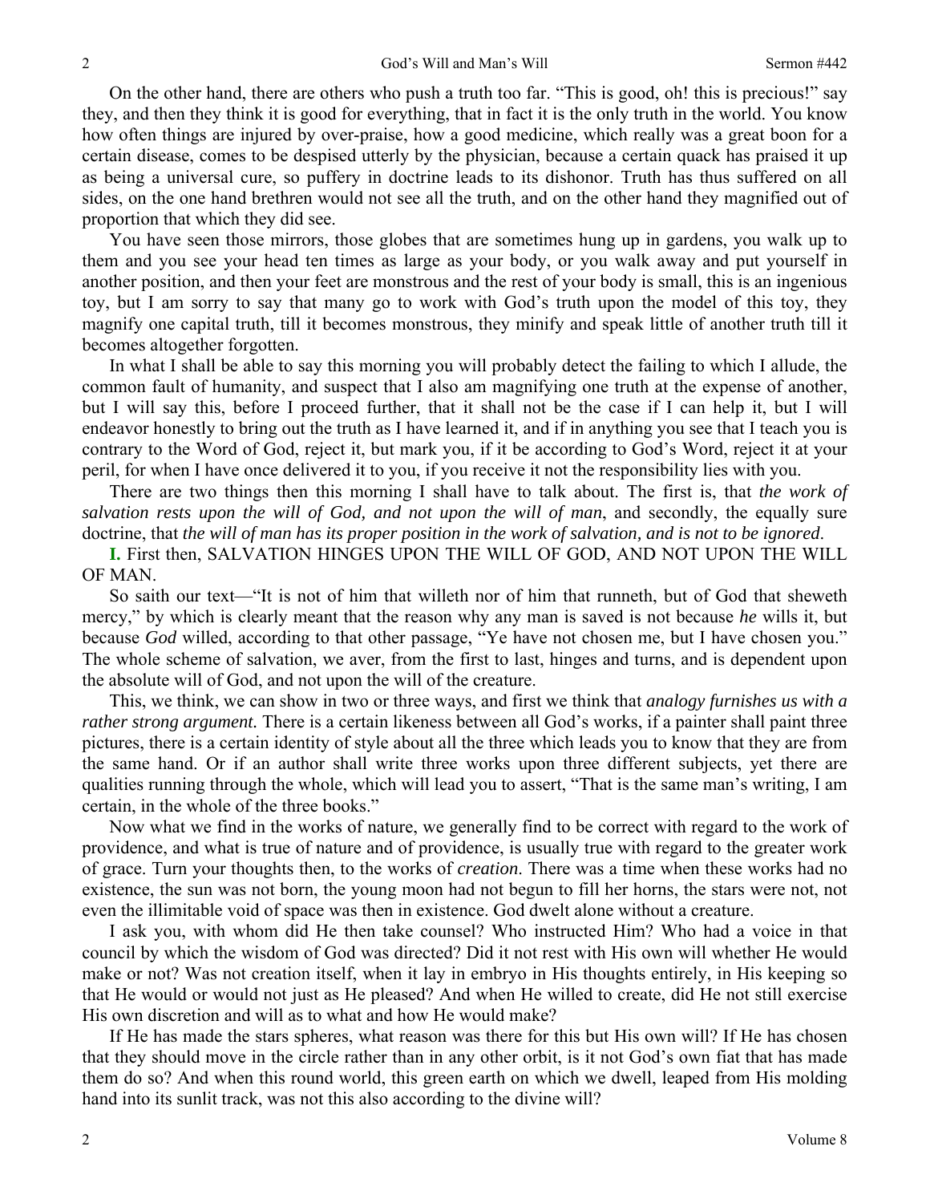On the other hand, there are others who push a truth too far. "This is good, oh! this is precious!" say they, and then they think it is good for everything, that in fact it is the only truth in the world. You know how often things are injured by over-praise, how a good medicine, which really was a great boon for a certain disease, comes to be despised utterly by the physician, because a certain quack has praised it up as being a universal cure, so puffery in doctrine leads to its dishonor. Truth has thus suffered on all sides, on the one hand brethren would not see all the truth, and on the other hand they magnified out of proportion that which they did see.

You have seen those mirrors, those globes that are sometimes hung up in gardens, you walk up to them and you see your head ten times as large as your body, or you walk away and put yourself in another position, and then your feet are monstrous and the rest of your body is small, this is an ingenious toy, but I am sorry to say that many go to work with God's truth upon the model of this toy, they magnify one capital truth, till it becomes monstrous, they minify and speak little of another truth till it becomes altogether forgotten.

In what I shall be able to say this morning you will probably detect the failing to which I allude, the common fault of humanity, and suspect that I also am magnifying one truth at the expense of another, but I will say this, before I proceed further, that it shall not be the case if I can help it, but I will endeavor honestly to bring out the truth as I have learned it, and if in anything you see that I teach you is contrary to the Word of God, reject it, but mark you, if it be according to God's Word, reject it at your peril, for when I have once delivered it to you, if you receive it not the responsibility lies with you.

There are two things then this morning I shall have to talk about. The first is, that *the work of salvation rests upon the will of God, and not upon the will of man*, and secondly, the equally sure doctrine, that *the will of man has its proper position in the work of salvation, and is not to be ignored*.

**I.** First then, SALVATION HINGES UPON THE WILL OF GOD, AND NOT UPON THE WILL OF MAN.

So saith our text—"It is not of him that willeth nor of him that runneth, but of God that sheweth mercy," by which is clearly meant that the reason why any man is saved is not because *he* wills it, but because *God* willed, according to that other passage, "Ye have not chosen me, but I have chosen you." The whole scheme of salvation, we aver, from the first to last, hinges and turns, and is dependent upon the absolute will of God, and not upon the will of the creature.

This, we think, we can show in two or three ways, and first we think that *analogy furnishes us with a rather strong argument.* There is a certain likeness between all God's works, if a painter shall paint three pictures, there is a certain identity of style about all the three which leads you to know that they are from the same hand. Or if an author shall write three works upon three different subjects, yet there are qualities running through the whole, which will lead you to assert, "That is the same man's writing, I am certain, in the whole of the three books."

Now what we find in the works of nature, we generally find to be correct with regard to the work of providence, and what is true of nature and of providence, is usually true with regard to the greater work of grace. Turn your thoughts then, to the works of *creation*. There was a time when these works had no existence, the sun was not born, the young moon had not begun to fill her horns, the stars were not, not even the illimitable void of space was then in existence. God dwelt alone without a creature.

I ask you, with whom did He then take counsel? Who instructed Him? Who had a voice in that council by which the wisdom of God was directed? Did it not rest with His own will whether He would make or not? Was not creation itself, when it lay in embryo in His thoughts entirely, in His keeping so that He would or would not just as He pleased? And when He willed to create, did He not still exercise His own discretion and will as to what and how He would make?

If He has made the stars spheres, what reason was there for this but His own will? If He has chosen that they should move in the circle rather than in any other orbit, is it not God's own fiat that has made them do so? And when this round world, this green earth on which we dwell, leaped from His molding hand into its sunlit track, was not this also according to the divine will?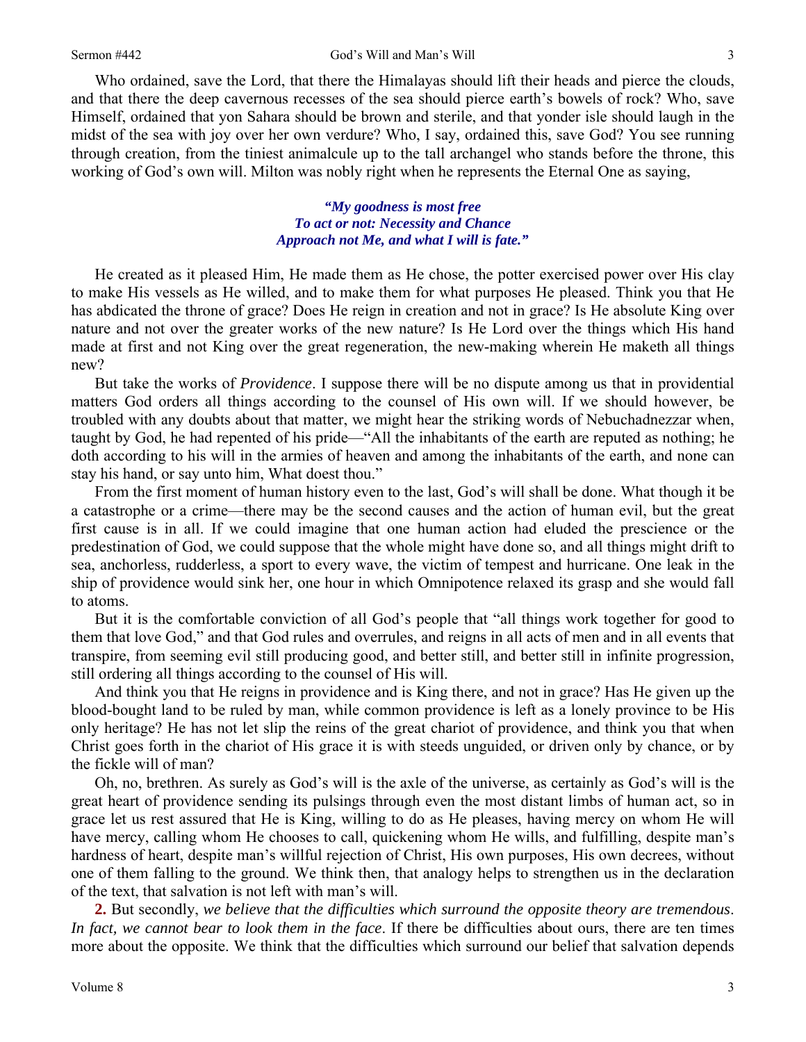Who ordained, save the Lord, that there the Himalayas should lift their heads and pierce the clouds, and that there the deep cavernous recesses of the sea should pierce earth's bowels of rock? Who, save Himself, ordained that yon Sahara should be brown and sterile, and that yonder isle should laugh in the midst of the sea with joy over her own verdure? Who, I say, ordained this, save God? You see running through creation, from the tiniest animalcule up to the tall archangel who stands before the throne, this working of God's own will. Milton was nobly right when he represents the Eternal One as saying,

> ***"My goodness is most free***
> ***To act or not: Necessity and Chance***
> ***Approach not Me, and what I will is fate."***

He created as it pleased Him, He made them as He chose, the potter exercised power over His clay to make His vessels as He willed, and to make them for what purposes He pleased. Think you that He has abdicated the throne of grace? Does He reign in creation and not in grace? Is He absolute King over nature and not over the greater works of the new nature? Is He Lord over the things which His hand made at first and not King over the great regeneration, the new-making wherein He maketh all things new?

But take the works of *Providence*. I suppose there will be no dispute among us that in providential matters God orders all things according to the counsel of His own will. If we should however, be troubled with any doubts about that matter, we might hear the striking words of Nebuchadnezzar when, taught by God, he had repented of his pride—"All the inhabitants of the earth are reputed as nothing; he doth according to his will in the armies of heaven and among the inhabitants of the earth, and none can stay his hand, or say unto him, What doest thou."

From the first moment of human history even to the last, God's will shall be done. What though it be a catastrophe or a crime—there may be the second causes and the action of human evil, but the great first cause is in all. If we could imagine that one human action had eluded the prescience or the predestination of God, we could suppose that the whole might have done so, and all things might drift to sea, anchorless, rudderless, a sport to every wave, the victim of tempest and hurricane. One leak in the ship of providence would sink her, one hour in which Omnipotence relaxed its grasp and she would fall to atoms.

But it is the comfortable conviction of all God's people that "all things work together for good to them that love God," and that God rules and overrules, and reigns in all acts of men and in all events that transpire, from seeming evil still producing good, and better still, and better still in infinite progression, still ordering all things according to the counsel of His will.

And think you that He reigns in providence and is King there, and not in grace? Has He given up the blood-bought land to be ruled by man, while common providence is left as a lonely province to be His only heritage? He has not let slip the reins of the great chariot of providence, and think you that when Christ goes forth in the chariot of His grace it is with steeds unguided, or driven only by chance, or by the fickle will of man?

Oh, no, brethren. As surely as God's will is the axle of the universe, as certainly as God's will is the great heart of providence sending its pulsings through even the most distant limbs of human act, so in grace let us rest assured that He is King, willing to do as He pleases, having mercy on whom He will have mercy, calling whom He chooses to call, quickening whom He wills, and fulfilling, despite man's hardness of heart, despite man's willful rejection of Christ, His own purposes, His own decrees, without one of them falling to the ground. We think then, that analogy helps to strengthen us in the declaration of the text, that salvation is not left with man's will.

**2.** But secondly, *we believe that the difficulties which surround the opposite theory are tremendous*. *In fact, we cannot bear to look them in the face*. If there be difficulties about ours, there are ten times more about the opposite. We think that the difficulties which surround our belief that salvation depends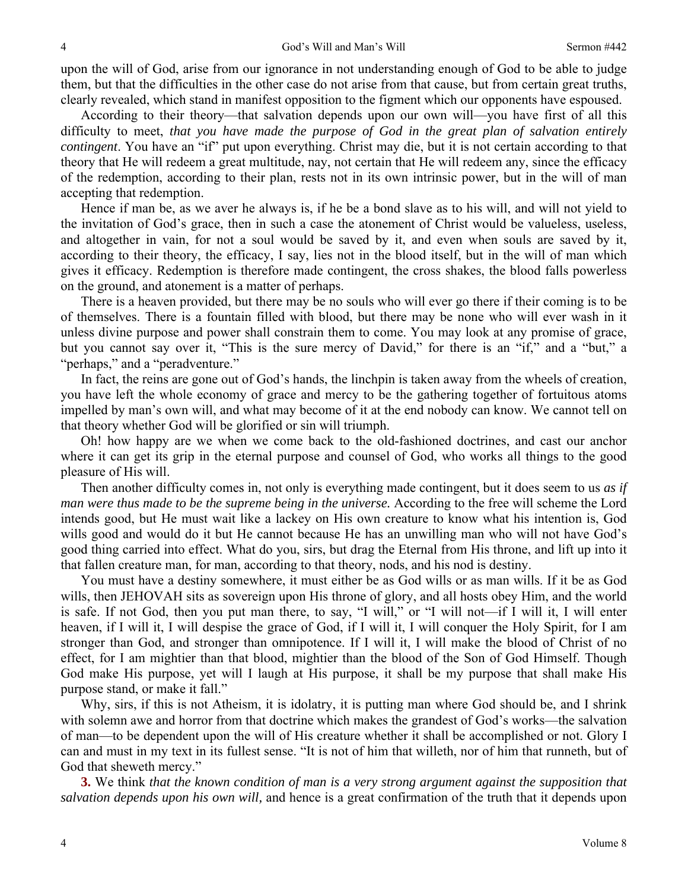upon the will of God, arise from our ignorance in not understanding enough of God to be able to judge them, but that the difficulties in the other case do not arise from that cause, but from certain great truths, clearly revealed, which stand in manifest opposition to the figment which our opponents have espoused.

According to their theory—that salvation depends upon our own will—you have first of all this difficulty to meet, *that you have made the purpose of God in the great plan of salvation entirely contingent*. You have an "if" put upon everything. Christ may die, but it is not certain according to that theory that He will redeem a great multitude, nay, not certain that He will redeem any, since the efficacy of the redemption, according to their plan, rests not in its own intrinsic power, but in the will of man accepting that redemption.

Hence if man be, as we aver he always is, if he be a bond slave as to his will, and will not yield to the invitation of God's grace, then in such a case the atonement of Christ would be valueless, useless, and altogether in vain, for not a soul would be saved by it, and even when souls are saved by it, according to their theory, the efficacy, I say, lies not in the blood itself, but in the will of man which gives it efficacy. Redemption is therefore made contingent, the cross shakes, the blood falls powerless on the ground, and atonement is a matter of perhaps.

There is a heaven provided, but there may be no souls who will ever go there if their coming is to be of themselves. There is a fountain filled with blood, but there may be none who will ever wash in it unless divine purpose and power shall constrain them to come. You may look at any promise of grace, but you cannot say over it, "This is the sure mercy of David," for there is an "if," and a "but," a "perhaps," and a "peradventure."

In fact, the reins are gone out of God's hands, the linchpin is taken away from the wheels of creation, you have left the whole economy of grace and mercy to be the gathering together of fortuitous atoms impelled by man's own will, and what may become of it at the end nobody can know. We cannot tell on that theory whether God will be glorified or sin will triumph.

Oh! how happy are we when we come back to the old-fashioned doctrines, and cast our anchor where it can get its grip in the eternal purpose and counsel of God, who works all things to the good pleasure of His will.

Then another difficulty comes in, not only is everything made contingent, but it does seem to us *as if man were thus made to be the supreme being in the universe.* According to the free will scheme the Lord intends good, but He must wait like a lackey on His own creature to know what his intention is, God wills good and would do it but He cannot because He has an unwilling man who will not have God's good thing carried into effect. What do you, sirs, but drag the Eternal from His throne, and lift up into it that fallen creature man, for man, according to that theory, nods, and his nod is destiny.

You must have a destiny somewhere, it must either be as God wills or as man wills. If it be as God wills, then JEHOVAH sits as sovereign upon His throne of glory, and all hosts obey Him, and the world is safe. If not God, then you put man there, to say, "I will," or "I will not—if I will it, I will enter heaven, if I will it, I will despise the grace of God, if I will it, I will conquer the Holy Spirit, for I am stronger than God, and stronger than omnipotence. If I will it, I will make the blood of Christ of no effect, for I am mightier than that blood, mightier than the blood of the Son of God Himself. Though God make His purpose, yet will I laugh at His purpose, it shall be my purpose that shall make His purpose stand, or make it fall."

Why, sirs, if this is not Atheism, it is idolatry, it is putting man where God should be, and I shrink with solemn awe and horror from that doctrine which makes the grandest of God's works—the salvation of man—to be dependent upon the will of His creature whether it shall be accomplished or not. Glory I can and must in my text in its fullest sense. "It is not of him that willeth, nor of him that runneth, but of God that sheweth mercy."

**3.** We think *that the known condition of man is a very strong argument against the supposition that salvation depends upon his own will,* and hence is a great confirmation of the truth that it depends upon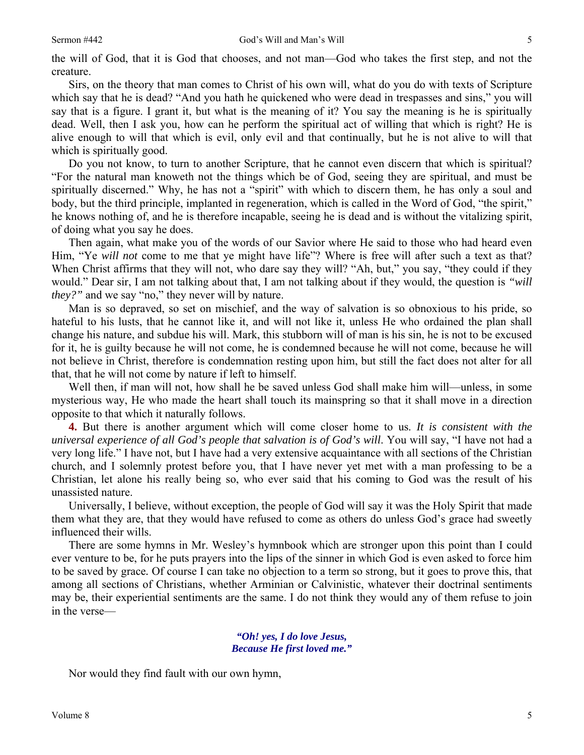the will of God, that it is God that chooses, and not man—God who takes the first step, and not the creature.

Sirs, on the theory that man comes to Christ of his own will, what do you do with texts of Scripture which say that he is dead? "And you hath he quickened who were dead in trespasses and sins," you will say that is a figure. I grant it, but what is the meaning of it? You say the meaning is he is spiritually dead. Well, then I ask you, how can he perform the spiritual act of willing that which is right? He is alive enough to will that which is evil, only evil and that continually, but he is not alive to will that which is spiritually good.

Do you not know, to turn to another Scripture, that he cannot even discern that which is spiritual? "For the natural man knoweth not the things which be of God, seeing they are spiritual, and must be spiritually discerned." Why, he has not a "spirit" with which to discern them, he has only a soul and body, but the third principle, implanted in regeneration, which is called in the Word of God, "the spirit," he knows nothing of, and he is therefore incapable, seeing he is dead and is without the vitalizing spirit, of doing what you say he does.

Then again, what make you of the words of our Savior where He said to those who had heard even Him, "Ye *will not* come to me that ye might have life"? Where is free will after such a text as that? When Christ affirms that they will not, who dare say they will? "Ah, but," you say, "they could if they would." Dear sir, I am not talking about that, I am not talking about if they would, the question is *"will they?"* and we say "no," they never will by nature.

Man is so depraved, so set on mischief, and the way of salvation is so obnoxious to his pride, so hateful to his lusts, that he cannot like it, and will not like it, unless He who ordained the plan shall change his nature, and subdue his will. Mark, this stubborn will of man is his sin, he is not to be excused for it, he is guilty because he will not come, he is condemned because he will not come, because he will not believe in Christ, therefore is condemnation resting upon him, but still the fact does not alter for all that, that he will not come by nature if left to himself.

Well then, if man will not, how shall he be saved unless God shall make him will—unless, in some mysterious way, He who made the heart shall touch its mainspring so that it shall move in a direction opposite to that which it naturally follows.

**4.** But there is another argument which will come closer home to us. *It is consistent with the universal experience of all God's people that salvation is of God's will*. You will say, "I have not had a very long life." I have not, but I have had a very extensive acquaintance with all sections of the Christian church, and I solemnly protest before you, that I have never yet met with a man professing to be a Christian, let alone his really being so, who ever said that his coming to God was the result of his unassisted nature.

Universally, I believe, without exception, the people of God will say it was the Holy Spirit that made them what they are, that they would have refused to come as others do unless God's grace had sweetly influenced their wills.

There are some hymns in Mr. Wesley's hymnbook which are stronger upon this point than I could ever venture to be, for he puts prayers into the lips of the sinner in which God is even asked to force him to be saved by grace. Of course I can take no objection to a term so strong, but it goes to prove this, that among all sections of Christians, whether Arminian or Calvinistic, whatever their doctrinal sentiments may be, their experiential sentiments are the same. I do not think they would any of them refuse to join in the verse—

> ***"Oh! yes, I do love Jesus,***
> ***Because He first loved me."***

Nor would they find fault with our own hymn,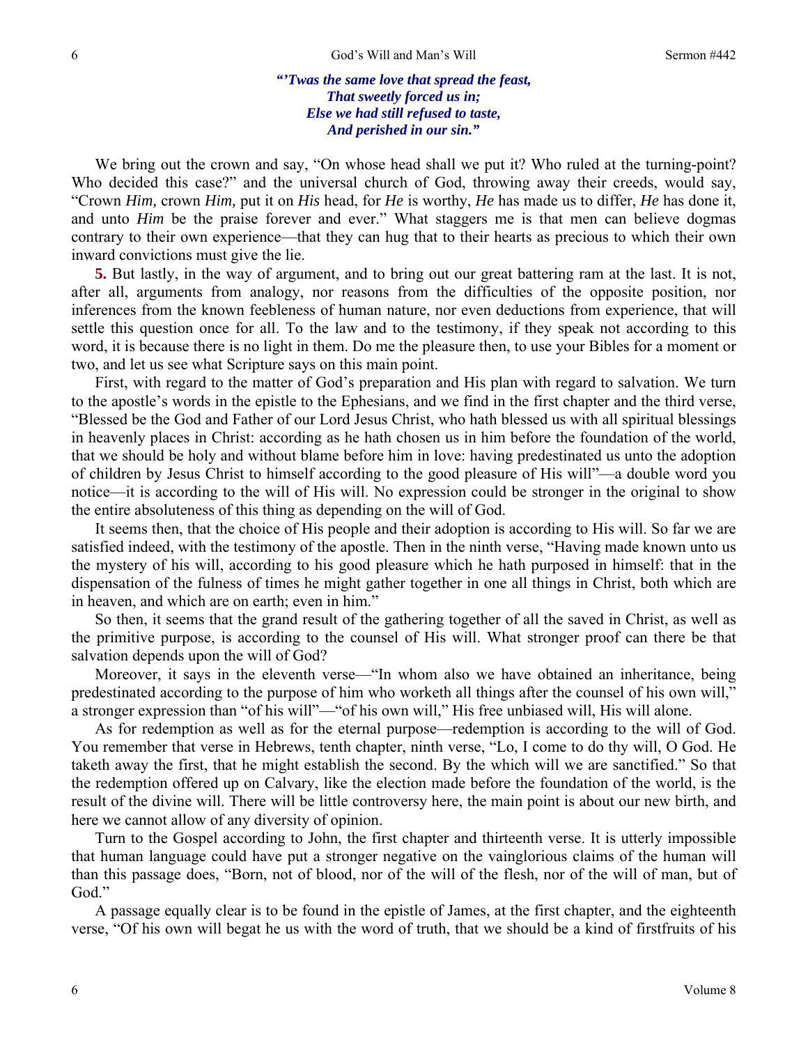***"'Twas the same love that spread the feast,***
***That sweetly forced us in;***
***Else we had still refused to taste,***
***And perished in our sin."***

We bring out the crown and say, "On whose head shall we put it? Who ruled at the turning-point? Who decided this case?" and the universal church of God, throwing away their creeds, would say, "Crown *Him,* crown *Him,* put it on *His* head, for *He* is worthy, *He* has made us to differ, *He* has done it, and unto *Him* be the praise forever and ever." What staggers me is that men can believe dogmas contrary to their own experience—that they can hug that to their hearts as precious to which their own inward convictions must give the lie.

**5.** But lastly, in the way of argument, and to bring out our great battering ram at the last. It is not, after all, arguments from analogy, nor reasons from the difficulties of the opposite position, nor inferences from the known feebleness of human nature, nor even deductions from experience, that will settle this question once for all. To the law and to the testimony, if they speak not according to this word, it is because there is no light in them. Do me the pleasure then, to use your Bibles for a moment or two, and let us see what Scripture says on this main point.

First, with regard to the matter of God's preparation and His plan with regard to salvation. We turn to the apostle's words in the epistle to the Ephesians, and we find in the first chapter and the third verse, "Blessed be the God and Father of our Lord Jesus Christ, who hath blessed us with all spiritual blessings in heavenly places in Christ: according as he hath chosen us in him before the foundation of the world, that we should be holy and without blame before him in love: having predestinated us unto the adoption of children by Jesus Christ to himself according to the good pleasure of His will"—a double word you notice—it is according to the will of His will. No expression could be stronger in the original to show the entire absoluteness of this thing as depending on the will of God.

It seems then, that the choice of His people and their adoption is according to His will. So far we are satisfied indeed, with the testimony of the apostle. Then in the ninth verse, "Having made known unto us the mystery of his will, according to his good pleasure which he hath purposed in himself: that in the dispensation of the fulness of times he might gather together in one all things in Christ, both which are in heaven, and which are on earth; even in him."

So then, it seems that the grand result of the gathering together of all the saved in Christ, as well as the primitive purpose, is according to the counsel of His will. What stronger proof can there be that salvation depends upon the will of God?

Moreover, it says in the eleventh verse—"In whom also we have obtained an inheritance, being predestinated according to the purpose of him who worketh all things after the counsel of his own will," a stronger expression than "of his will"—"of his own will," His free unbiased will, His will alone.

As for redemption as well as for the eternal purpose—redemption is according to the will of God. You remember that verse in Hebrews, tenth chapter, ninth verse, "Lo, I come to do thy will, O God. He taketh away the first, that he might establish the second. By the which will we are sanctified." So that the redemption offered up on Calvary, like the election made before the foundation of the world, is the result of the divine will. There will be little controversy here, the main point is about our new birth, and here we cannot allow of any diversity of opinion.

Turn to the Gospel according to John, the first chapter and thirteenth verse. It is utterly impossible that human language could have put a stronger negative on the vainglorious claims of the human will than this passage does, "Born, not of blood, nor of the will of the flesh, nor of the will of man, but of God."

A passage equally clear is to be found in the epistle of James, at the first chapter, and the eighteenth verse, "Of his own will begat he us with the word of truth, that we should be a kind of firstfruits of his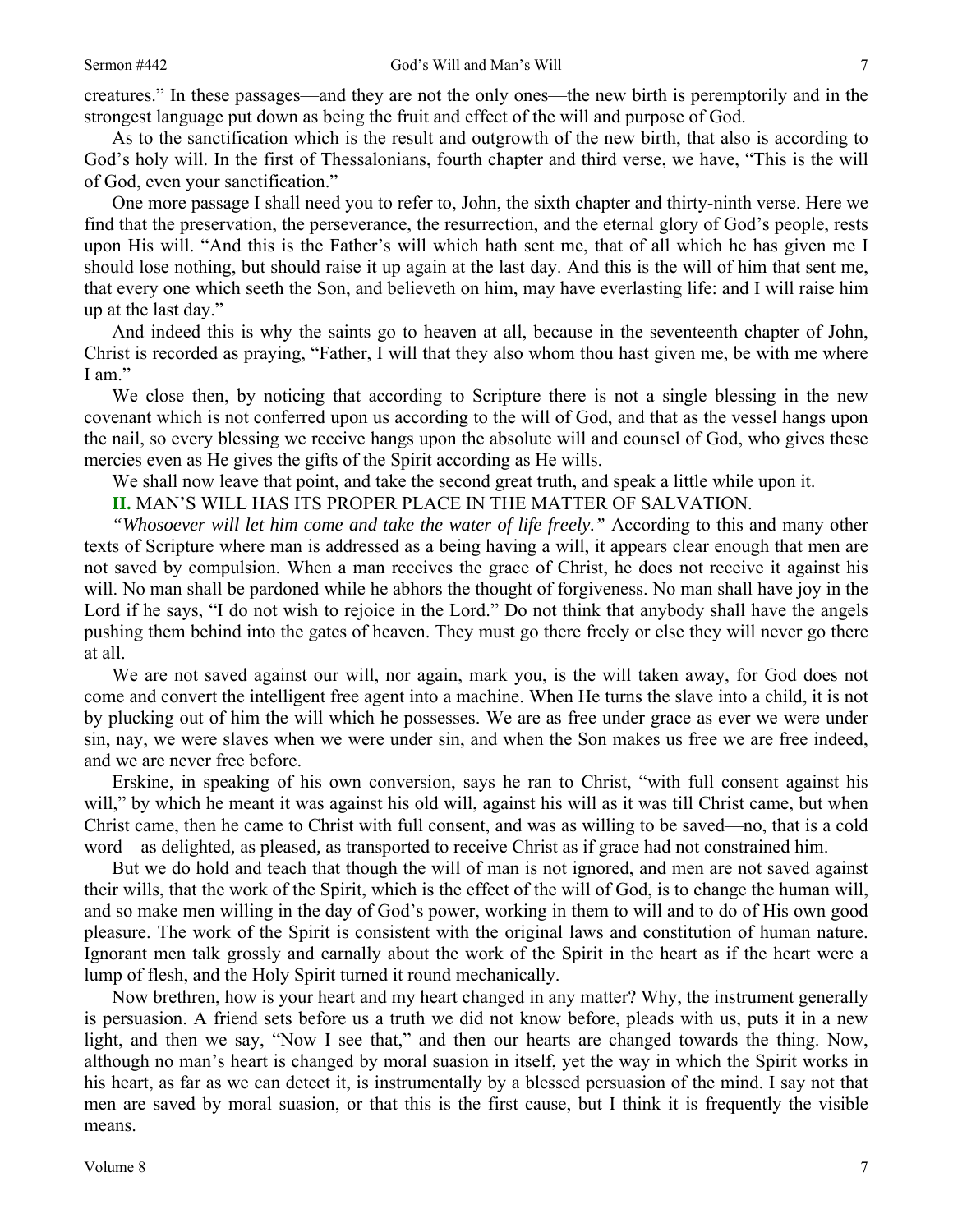creatures." In these passages—and they are not the only ones—the new birth is peremptorily and in the strongest language put down as being the fruit and effect of the will and purpose of God.

As to the sanctification which is the result and outgrowth of the new birth, that also is according to God's holy will. In the first of Thessalonians, fourth chapter and third verse, we have, "This is the will of God, even your sanctification."

One more passage I shall need you to refer to, John, the sixth chapter and thirty-ninth verse. Here we find that the preservation, the perseverance, the resurrection, and the eternal glory of God's people, rests upon His will. "And this is the Father's will which hath sent me, that of all which he has given me I should lose nothing, but should raise it up again at the last day. And this is the will of him that sent me, that every one which seeth the Son, and believeth on him, may have everlasting life: and I will raise him up at the last day."

And indeed this is why the saints go to heaven at all, because in the seventeenth chapter of John, Christ is recorded as praying, "Father, I will that they also whom thou hast given me, be with me where I am."

We close then, by noticing that according to Scripture there is not a single blessing in the new covenant which is not conferred upon us according to the will of God, and that as the vessel hangs upon the nail, so every blessing we receive hangs upon the absolute will and counsel of God, who gives these mercies even as He gives the gifts of the Spirit according as He wills.

We shall now leave that point, and take the second great truth, and speak a little while upon it.

**II.** MAN'S WILL HAS ITS PROPER PLACE IN THE MATTER OF SALVATION.

*"Whosoever will let him come and take the water of life freely."* According to this and many other texts of Scripture where man is addressed as a being having a will, it appears clear enough that men are not saved by compulsion. When a man receives the grace of Christ, he does not receive it against his will. No man shall be pardoned while he abhors the thought of forgiveness. No man shall have joy in the Lord if he says, "I do not wish to rejoice in the Lord." Do not think that anybody shall have the angels pushing them behind into the gates of heaven. They must go there freely or else they will never go there at all.

We are not saved against our will, nor again, mark you, is the will taken away, for God does not come and convert the intelligent free agent into a machine. When He turns the slave into a child, it is not by plucking out of him the will which he possesses. We are as free under grace as ever we were under sin, nay, we were slaves when we were under sin, and when the Son makes us free we are free indeed, and we are never free before.

Erskine, in speaking of his own conversion, says he ran to Christ, "with full consent against his will," by which he meant it was against his old will, against his will as it was till Christ came, but when Christ came, then he came to Christ with full consent, and was as willing to be saved—no, that is a cold word—as delighted, as pleased, as transported to receive Christ as if grace had not constrained him.

But we do hold and teach that though the will of man is not ignored, and men are not saved against their wills, that the work of the Spirit, which is the effect of the will of God, is to change the human will, and so make men willing in the day of God's power, working in them to will and to do of His own good pleasure. The work of the Spirit is consistent with the original laws and constitution of human nature. Ignorant men talk grossly and carnally about the work of the Spirit in the heart as if the heart were a lump of flesh, and the Holy Spirit turned it round mechanically.

Now brethren, how is your heart and my heart changed in any matter? Why, the instrument generally is persuasion. A friend sets before us a truth we did not know before, pleads with us, puts it in a new light, and then we say, "Now I see that," and then our hearts are changed towards the thing. Now, although no man's heart is changed by moral suasion in itself, yet the way in which the Spirit works in his heart, as far as we can detect it, is instrumentally by a blessed persuasion of the mind. I say not that men are saved by moral suasion, or that this is the first cause, but I think it is frequently the visible means.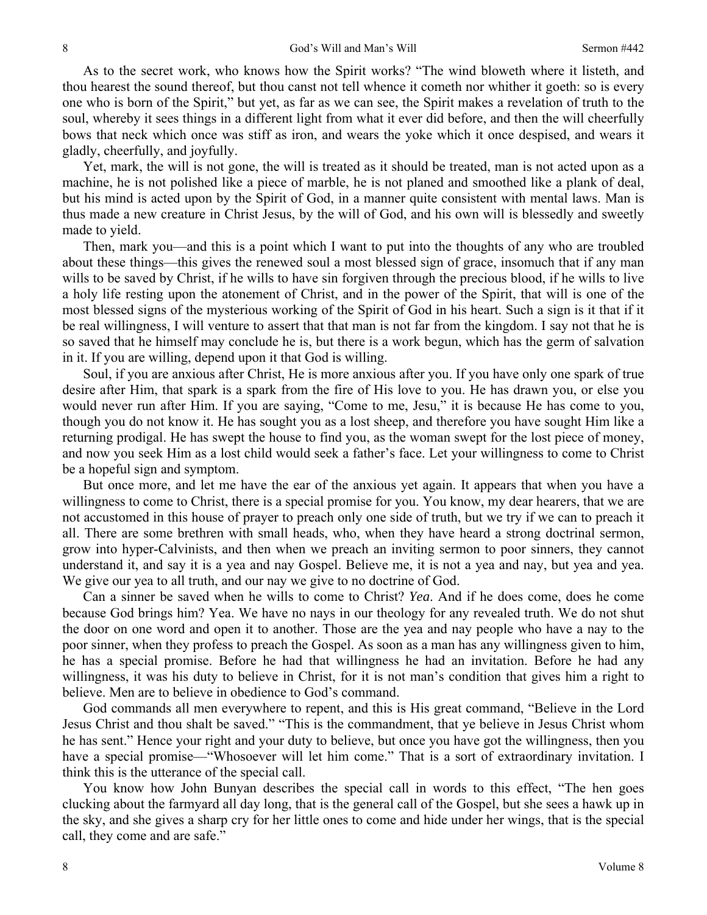As to the secret work, who knows how the Spirit works? "The wind bloweth where it listeth, and thou hearest the sound thereof, but thou canst not tell whence it cometh nor whither it goeth: so is every one who is born of the Spirit," but yet, as far as we can see, the Spirit makes a revelation of truth to the soul, whereby it sees things in a different light from what it ever did before, and then the will cheerfully bows that neck which once was stiff as iron, and wears the yoke which it once despised, and wears it gladly, cheerfully, and joyfully.

Yet, mark, the will is not gone, the will is treated as it should be treated, man is not acted upon as a machine, he is not polished like a piece of marble, he is not planed and smoothed like a plank of deal, but his mind is acted upon by the Spirit of God, in a manner quite consistent with mental laws. Man is thus made a new creature in Christ Jesus, by the will of God, and his own will is blessedly and sweetly made to yield.

Then, mark you—and this is a point which I want to put into the thoughts of any who are troubled about these things—this gives the renewed soul a most blessed sign of grace, insomuch that if any man wills to be saved by Christ, if he wills to have sin forgiven through the precious blood, if he wills to live a holy life resting upon the atonement of Christ, and in the power of the Spirit, that will is one of the most blessed signs of the mysterious working of the Spirit of God in his heart. Such a sign is it that if it be real willingness, I will venture to assert that that man is not far from the kingdom. I say not that he is so saved that he himself may conclude he is, but there is a work begun, which has the germ of salvation in it. If you are willing, depend upon it that God is willing.

Soul, if you are anxious after Christ, He is more anxious after you. If you have only one spark of true desire after Him, that spark is a spark from the fire of His love to you. He has drawn you, or else you would never run after Him. If you are saying, "Come to me, Jesu," it is because He has come to you, though you do not know it. He has sought you as a lost sheep, and therefore you have sought Him like a returning prodigal. He has swept the house to find you, as the woman swept for the lost piece of money, and now you seek Him as a lost child would seek a father's face. Let your willingness to come to Christ be a hopeful sign and symptom.

But once more, and let me have the ear of the anxious yet again. It appears that when you have a willingness to come to Christ, there is a special promise for you. You know, my dear hearers, that we are not accustomed in this house of prayer to preach only one side of truth, but we try if we can to preach it all. There are some brethren with small heads, who, when they have heard a strong doctrinal sermon, grow into hyper-Calvinists, and then when we preach an inviting sermon to poor sinners, they cannot understand it, and say it is a yea and nay Gospel. Believe me, it is not a yea and nay, but yea and yea. We give our yea to all truth, and our nay we give to no doctrine of God.

Can a sinner be saved when he wills to come to Christ? *Yea*. And if he does come, does he come because God brings him? Yea. We have no nays in our theology for any revealed truth. We do not shut the door on one word and open it to another. Those are the yea and nay people who have a nay to the poor sinner, when they profess to preach the Gospel. As soon as a man has any willingness given to him, he has a special promise. Before he had that willingness he had an invitation. Before he had any willingness, it was his duty to believe in Christ, for it is not man's condition that gives him a right to believe. Men are to believe in obedience to God's command.

God commands all men everywhere to repent, and this is His great command, "Believe in the Lord Jesus Christ and thou shalt be saved." "This is the commandment, that ye believe in Jesus Christ whom he has sent." Hence your right and your duty to believe, but once you have got the willingness, then you have a special promise—"Whosoever will let him come." That is a sort of extraordinary invitation. I think this is the utterance of the special call.

You know how John Bunyan describes the special call in words to this effect, "The hen goes clucking about the farmyard all day long, that is the general call of the Gospel, but she sees a hawk up in the sky, and she gives a sharp cry for her little ones to come and hide under her wings, that is the special call, they come and are safe."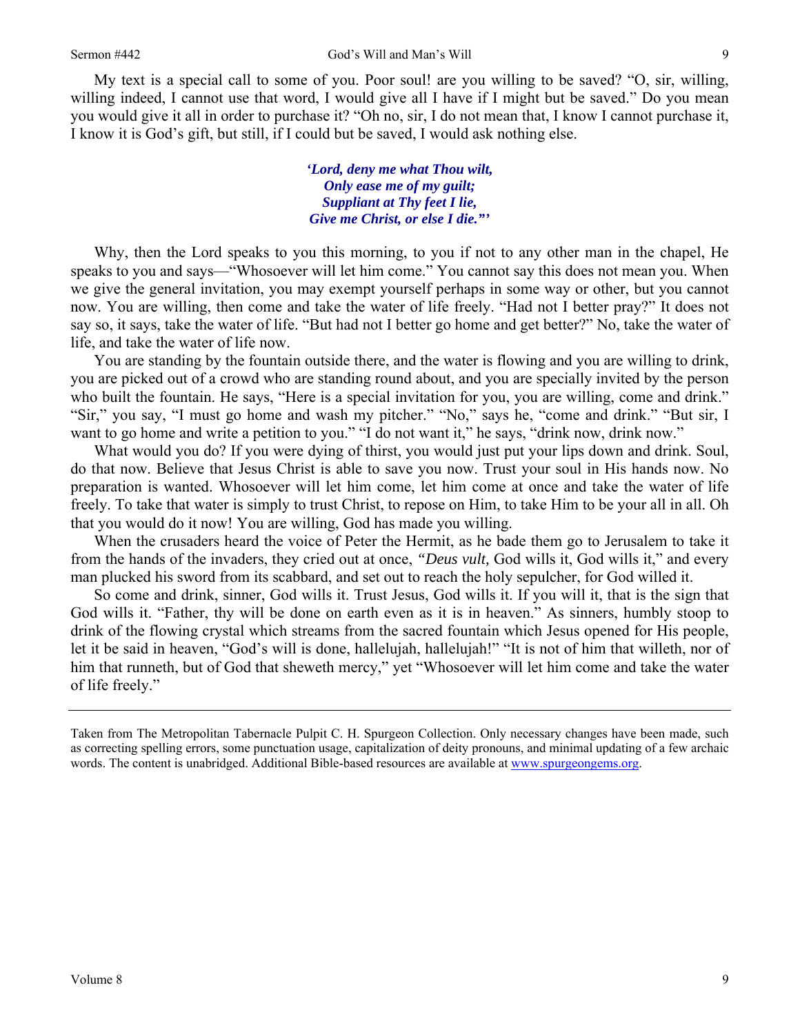My text is a special call to some of you. Poor soul! are you willing to be saved? "O, sir, willing, willing indeed, I cannot use that word, I would give all I have if I might but be saved." Do you mean you would give it all in order to purchase it? "Oh no, sir, I do not mean that, I know I cannot purchase it, I know it is God's gift, but still, if I could but be saved, I would ask nothing else.

> *'Lord, deny me what Thou wilt,*
> *Only ease me of my guilt;*
> *Suppliant at Thy feet I lie,*
> *Give me Christ, or else I die."'*

Why, then the Lord speaks to you this morning, to you if not to any other man in the chapel, He speaks to you and says—"Whosoever will let him come." You cannot say this does not mean you. When we give the general invitation, you may exempt yourself perhaps in some way or other, but you cannot now. You are willing, then come and take the water of life freely. "Had not I better pray?" It does not say so, it says, take the water of life. "But had not I better go home and get better?" No, take the water of life, and take the water of life now.

You are standing by the fountain outside there, and the water is flowing and you are willing to drink, you are picked out of a crowd who are standing round about, and you are specially invited by the person who built the fountain. He says, "Here is a special invitation for you, you are willing, come and drink." "Sir," you say, "I must go home and wash my pitcher." "No," says he, "come and drink." "But sir, I want to go home and write a petition to you." "I do not want it," he says, "drink now, drink now."

What would you do? If you were dying of thirst, you would just put your lips down and drink. Soul, do that now. Believe that Jesus Christ is able to save you now. Trust your soul in His hands now. No preparation is wanted. Whosoever will let him come, let him come at once and take the water of life freely. To take that water is simply to trust Christ, to repose on Him, to take Him to be your all in all. Oh that you would do it now! You are willing, God has made you willing.

When the crusaders heard the voice of Peter the Hermit, as he bade them go to Jerusalem to take it from the hands of the invaders, they cried out at once, *"Deus vult,* God wills it, God wills it," and every man plucked his sword from its scabbard, and set out to reach the holy sepulcher, for God willed it.

So come and drink, sinner, God wills it. Trust Jesus, God wills it. If you will it, that is the sign that God wills it. "Father, thy will be done on earth even as it is in heaven." As sinners, humbly stoop to drink of the flowing crystal which streams from the sacred fountain which Jesus opened for His people, let it be said in heaven, "God's will is done, hallelujah, hallelujah!" "It is not of him that willeth, nor of him that runneth, but of God that sheweth mercy," yet "Whosoever will let him come and take the water of life freely."

---

Taken from The Metropolitan Tabernacle Pulpit C. H. Spurgeon Collection. Only necessary changes have been made, such as correcting spelling errors, some punctuation usage, capitalization of deity pronouns, and minimal updating of a few archaic words. The content is unabridged. Additional Bible-based resources are available at www.spurgeongems.org.